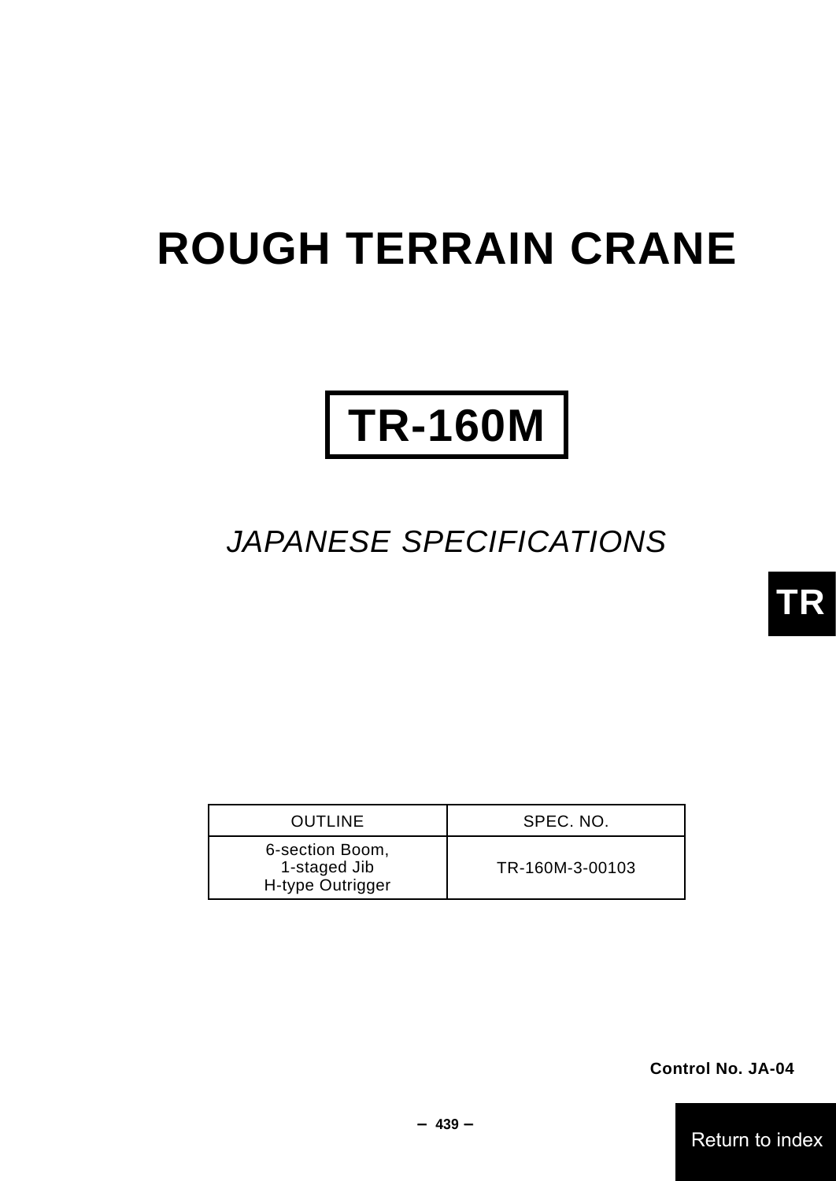# ROUGH TERRAIN CRANE

# TR-160M

*JAPANESE SPECIFICATIONS*

TR

| OUTLINE | SPEC. NO. |
| --- | --- |
| 6-section Boom, 1-staged Jib H-type Outrigger | TR-160M-3-00103 |

**Control No. JA-04**

Return to index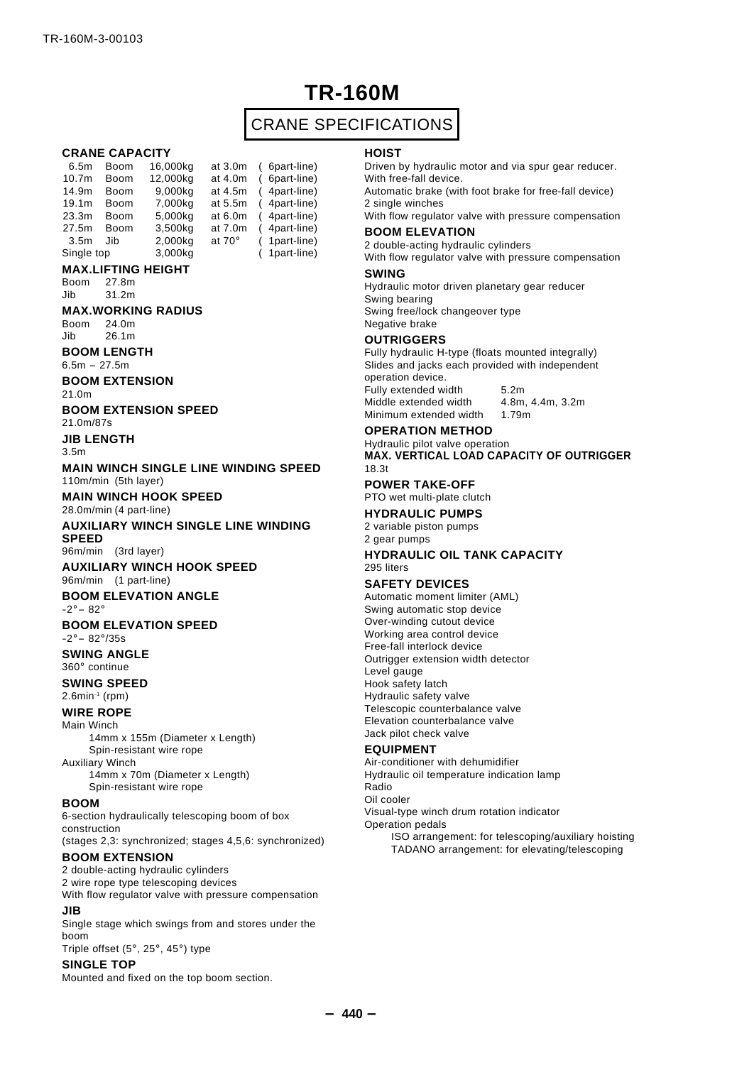TR-160M-3-00103

# TR-160M

## CRANE SPECIFICATIONS

### CRANE CAPACITY

| | | | | |
|---|---|---|---|---|
| 6.5m | Boom | 16,000kg | at 3.0m | ( 6part-line) |
| 10.7m | Boom | 12,000kg | at 4.0m | ( 6part-line) |
| 14.9m | Boom | 9,000kg | at 4.5m | ( 4part-line) |
| 19.1m | Boom | 7,000kg | at 5.5m | ( 4part-line) |
| 23.3m | Boom | 5,000kg | at 6.0m | ( 4part-line) |
| 27.5m | Boom | 3,500kg | at 7.0m | ( 4part-line) |
| 3.5m | Jib | 2,000kg | at 70° | ( 1part-line) |
| Single top | | 3,000kg | | ( 1part-line) |

### MAX.LIFTING HEIGHT

Boom 27.8m
Jib 31.2m

### MAX.WORKING RADIUS

Boom 24.0m
Jib 26.1m

### BOOM LENGTH

6.5m – 27.5m

### BOOM EXTENSION

21.0m

### BOOM EXTENSION SPEED

21.0m/87s

### JIB LENGTH

3.5m

### MAIN WINCH SINGLE LINE WINDING SPEED

110m/min (5th layer)

### MAIN WINCH HOOK SPEED

28.0m/min (4 part-line)

### AUXILIARY WINCH SINGLE LINE WINDING SPEED

96m/min (3rd layer)

### AUXILIARY WINCH HOOK SPEED

96m/min (1 part-line)

### BOOM ELEVATION ANGLE

-2° – 82°

### BOOM ELEVATION SPEED

-2° – 82°/35s

### SWING ANGLE

360° continue

### SWING SPEED

2.6min$^{-1}$ (rpm)

### WIRE ROPE

Main Winch
- 14mm x 155m (Diameter x Length)
- Spin-resistant wire rope

Auxiliary Winch
- 14mm x 70m (Diameter x Length)
- Spin-resistant wire rope

### BOOM

6-section hydraulically telescoping boom of box construction
(stages 2,3: synchronized; stages 4,5,6: synchronized)

### BOOM EXTENSION

2 double-acting hydraulic cylinders
2 wire rope type telescoping devices
With flow regulator valve with pressure compensation

### JIB

Single stage which swings from and stores under the boom
Triple offset (5°, 25°, 45°) type

### SINGLE TOP

Mounted and fixed on the top boom section.

### HOIST

Driven by hydraulic motor and via spur gear reducer.
With free-fall device.
Automatic brake (with foot brake for free-fall device)
2 single winches
With flow regulator valve with pressure compensation

### BOOM ELEVATION

2 double-acting hydraulic cylinders
With flow regulator valve with pressure compensation

### SWING

Hydraulic motor driven planetary gear reducer
Swing bearing
Swing free/lock changeover type
Negative brake

### OUTRIGGERS

Fully hydraulic H-type (floats mounted integrally)
Slides and jacks each provided with independent operation device.

| | |
|---|---|
| Fully extended width | 5.2m |
| Middle extended width | 4.8m, 4.4m, 3.2m |
| Minimum extended width | 1.79m |

### OPERATION METHOD

Hydraulic pilot valve operation

### MAX. VERTICAL LOAD CAPACITY OF OUTRIGGER

18.3t

### POWER TAKE-OFF

PTO wet multi-plate clutch

### HYDRAULIC PUMPS

2 variable piston pumps
2 gear pumps

### HYDRAULIC OIL TANK CAPACITY

295 liters

### SAFETY DEVICES

Automatic moment limiter (AML)
Swing automatic stop device
Over-winding cutout device
Working area control device
Free-fall interlock device
Outrigger extension width detector
Level gauge
Hook safety latch
Hydraulic safety valve
Telescopic counterbalance valve
Elevation counterbalance valve
Jack pilot check valve

### EQUIPMENT

Air-conditioner with dehumidifier
Hydraulic oil temperature indication lamp
Radio
Oil cooler
Visual-type winch drum rotation indicator
Operation pedals
- ISO arrangement: for telescoping/auxiliary hoisting
- TADANO arrangement: for elevating/telescoping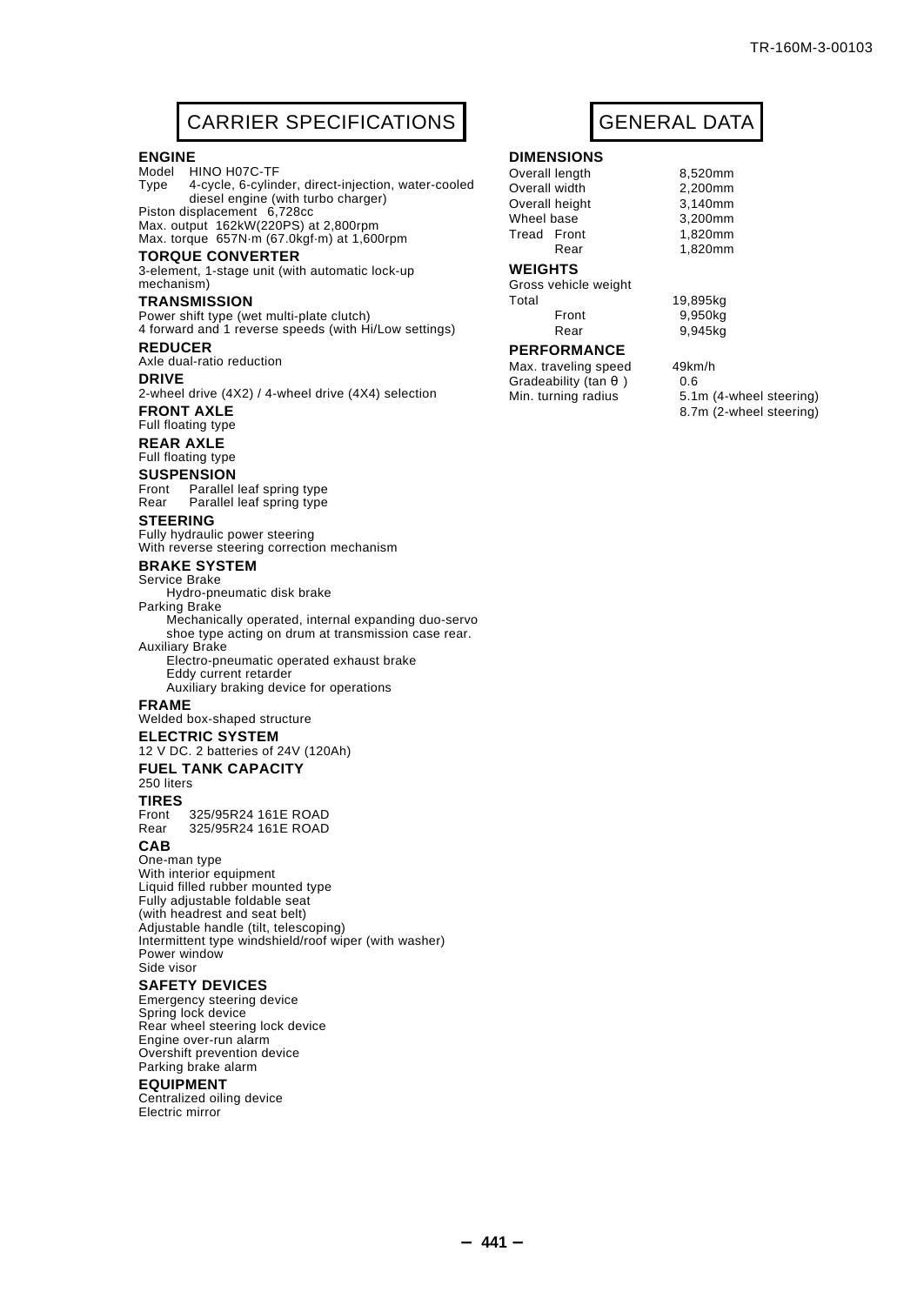# CARRIER SPECIFICATIONS

### ENGINE

Model HINO H07C-TF
Type 4-cycle, 6-cylinder, direct-injection, water-cooled diesel engine (with turbo charger)
Piston displacement 6,728cc
Max. output 162kW(220PS) at 2,800rpm
Max. torque 657N·m (67.0kgf·m) at 1,600rpm

### TORQUE CONVERTER

3-element, 1-stage unit (with automatic lock-up mechanism)

### TRANSMISSION

Power shift type (wet multi-plate clutch)
4 forward and 1 reverse speeds (with Hi/Low settings)

### REDUCER

Axle dual-ratio reduction

### DRIVE

2-wheel drive (4X2) / 4-wheel drive (4X4) selection

### FRONT AXLE

Full floating type

### REAR AXLE

Full floating type

### SUSPENSION

Front Parallel leaf spring type
Rear Parallel leaf spring type

### STEERING

Fully hydraulic power steering
With reverse steering correction mechanism

### BRAKE SYSTEM

Service Brake
Hydro-pneumatic disk brake
Parking Brake
Mechanically operated, internal expanding duo-servo shoe type acting on drum at transmission case rear.
Auxiliary Brake
Electro-pneumatic operated exhaust brake
Eddy current retarder
Auxiliary braking device for operations

### FRAME

Welded box-shaped structure

### ELECTRIC SYSTEM

12 V DC. 2 batteries of 24V (120Ah)

### FUEL TANK CAPACITY

250 liters

### TIRES

Front 325/95R24 161E ROAD
Rear 325/95R24 161E ROAD

### CAB

One-man type
With interior equipment
Liquid filled rubber mounted type
Fully adjustable foldable seat
(with headrest and seat belt)
Adjustable handle (tilt, telescoping)
Intermittent type windshield/roof wiper (with washer)
Power window
Side visor

### SAFETY DEVICES

Emergency steering device
Spring lock device
Rear wheel steering lock device
Engine over-run alarm
Overshift prevention device
Parking brake alarm

### EQUIPMENT

Centralized oiling device
Electric mirror

# GENERAL DATA

### DIMENSIONS

| | |
|---|---|
| Overall length | 8,520mm |
| Overall width | 2,200mm |
| Overall height | 3,140mm |
| Wheel base | 3,200mm |
| Tread Front | 1,820mm |
| Rear | 1,820mm |

### WEIGHTS

| | |
|---|---|
| Gross vehicle weight | |
| Total | 19,895kg |
| Front | 9,950kg |
| Rear | 9,945kg |

### PERFORMANCE

| | |
|---|---|
| Max. traveling speed | 49km/h |
| Gradeability ($\tan \theta$) | 0.6 |
| Min. turning radius | 5.1m (4-wheel steering) |
| | 8.7m (2-wheel steering) |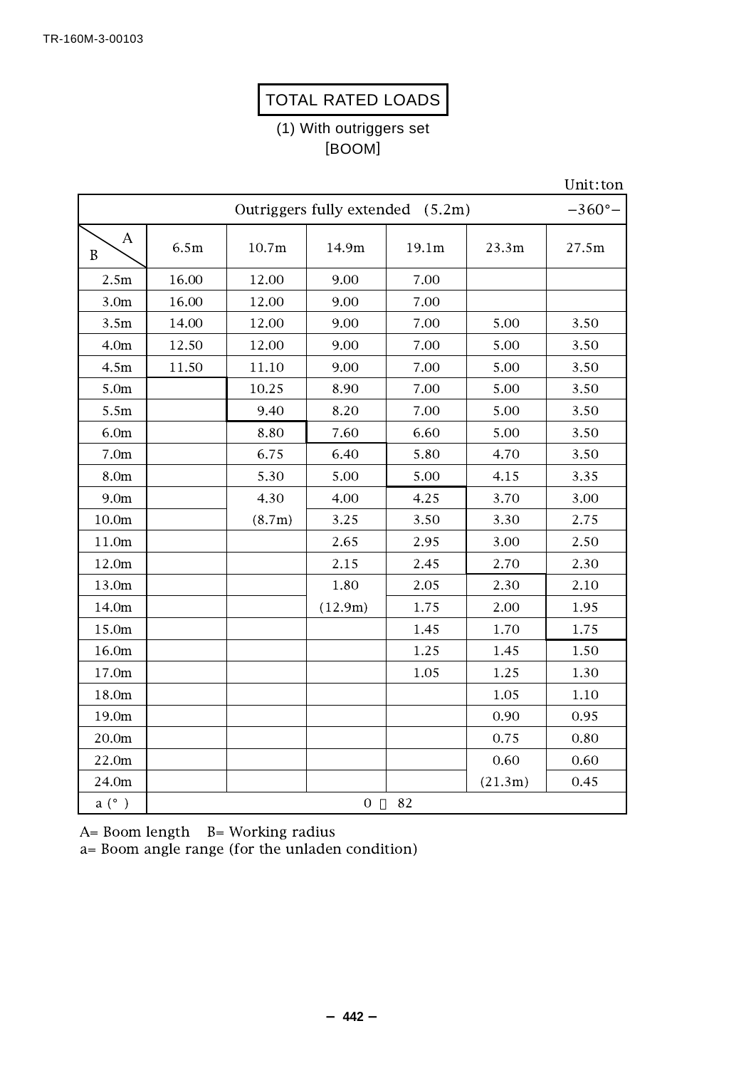TR-160M-3-00103

# TOTAL RATED LOADS

(1) With outriggers set
[BOOM]

Unit:ton

| Outriggers fully extended (5.2m) | | | | | | −360°− |
|---|---|---|---|---|---|---|
| B \ A | 6.5m | 10.7m | 14.9m | 19.1m | 23.3m | 27.5m |
| 2.5m | 16.00 | 12.00 | 9.00 | 7.00 | | |
| 3.0m | 16.00 | 12.00 | 9.00 | 7.00 | | |
| 3.5m | 14.00 | 12.00 | 9.00 | 7.00 | 5.00 | 3.50 |
| 4.0m | 12.50 | 12.00 | 9.00 | 7.00 | 5.00 | 3.50 |
| 4.5m | 11.50 | 11.10 | 9.00 | 7.00 | 5.00 | 3.50 |
| 5.0m | | 10.25 | 8.90 | 7.00 | 5.00 | 3.50 |
| 5.5m | | 9.40 | 8.20 | 7.00 | 5.00 | 3.50 |
| 6.0m | | 8.80 | 7.60 | 6.60 | 5.00 | 3.50 |
| 7.0m | | 6.75 | 6.40 | 5.80 | 4.70 | 3.50 |
| 8.0m | | 5.30 | 5.00 | 5.00 | 4.15 | 3.35 |
| 9.0m | | 4.30 | 4.00 | 4.25 | 3.70 | 3.00 |
| 10.0m | | (8.7m) | 3.25 | 3.50 | 3.30 | 2.75 |
| 11.0m | | | 2.65 | 2.95 | 3.00 | 2.50 |
| 12.0m | | | 2.15 | 2.45 | 2.70 | 2.30 |
| 13.0m | | | 1.80 | 2.05 | 2.30 | 2.10 |
| 14.0m | | | (12.9m) | 1.75 | 2.00 | 1.95 |
| 15.0m | | | | 1.45 | 1.70 | 1.75 |
| 16.0m | | | | 1.25 | 1.45 | 1.50 |
| 17.0m | | | | 1.05 | 1.25 | 1.30 |
| 18.0m | | | | | 1.05 | 1.10 |
| 19.0m | | | | | 0.90 | 0.95 |
| 20.0m | | | | | 0.75 | 0.80 |
| 22.0m | | | | | 0.60 | 0.60 |
| 24.0m | | | | | (21.3m) | 0.45 |
| a (°) | 0 ～ 82 | | | | | |

A= Boom length B= Working radius
a= Boom angle range (for the unladen condition)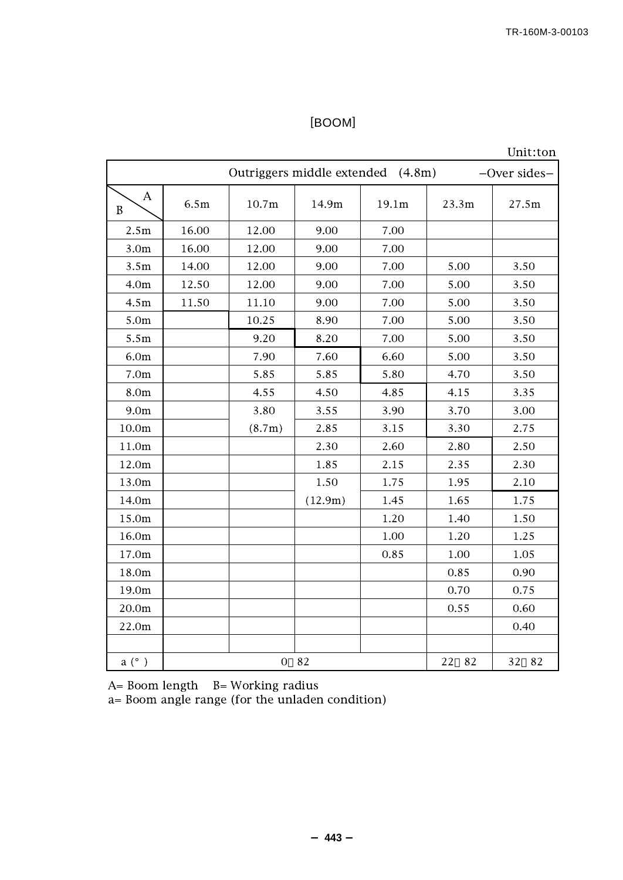[BOOM]

Unit:ton

| Outriggers middle extended (4.8m) −Over sides− | | | | | | |
|---|---|---|---|---|---|---|
| B \ A | 6.5m | 10.7m | 14.9m | 19.1m | 23.3m | 27.5m |
| 2.5m | 16.00 | 12.00 | 9.00 | 7.00 | | |
| 3.0m | 16.00 | 12.00 | 9.00 | 7.00 | | |
| 3.5m | 14.00 | 12.00 | 9.00 | 7.00 | 5.00 | 3.50 |
| 4.0m | 12.50 | 12.00 | 9.00 | 7.00 | 5.00 | 3.50 |
| 4.5m | 11.50 | 11.10 | 9.00 | 7.00 | 5.00 | 3.50 |
| 5.0m | | 10.25 | 8.90 | 7.00 | 5.00 | 3.50 |
| 5.5m | | 9.20 | 8.20 | 7.00 | 5.00 | 3.50 |
| 6.0m | | 7.90 | 7.60 | 6.60 | 5.00 | 3.50 |
| 7.0m | | 5.85 | 5.85 | 5.80 | 4.70 | 3.50 |
| 8.0m | | 4.55 | 4.50 | 4.85 | 4.15 | 3.35 |
| 9.0m | | 3.80 | 3.55 | 3.90 | 3.70 | 3.00 |
| 10.0m | | (8.7m) | 2.85 | 3.15 | 3.30 | 2.75 |
| 11.0m | | | 2.30 | 2.60 | 2.80 | 2.50 |
| 12.0m | | | 1.85 | 2.15 | 2.35 | 2.30 |
| 13.0m | | | 1.50 | 1.75 | 1.95 | 2.10 |
| 14.0m | | | (12.9m) | 1.45 | 1.65 | 1.75 |
| 15.0m | | | | 1.20 | 1.40 | 1.50 |
| 16.0m | | | | 1.00 | 1.20 | 1.25 |
| 17.0m | | | | 0.85 | 1.00 | 1.05 |
| 18.0m | | | | | 0.85 | 0.90 |
| 19.0m | | | | | 0.70 | 0.75 |
| 20.0m | | | | | 0.55 | 0.60 |
| 22.0m | | | | | | 0.40 |
| | | | | | | |
| a (°) | 0～82 | | | | 22～82 | 32～82 |

A= Boom length B= Working radius
a= Boom angle range (for the unladen condition)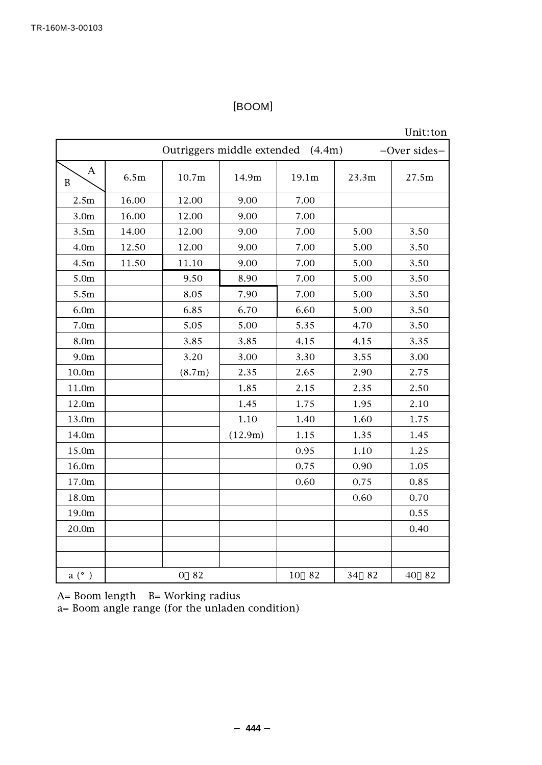[BOOM]

Unit: ton

| Outriggers middle extended (4.4m) −Over sides− | | | | | | |
|---|---|---|---|---|---|---|
| B \ A | 6.5m | 10.7m | 14.9m | 19.1m | 23.3m | 27.5m |
| 2.5m | 16.00 | 12.00 | 9.00 | 7.00 | | |
| 3.0m | 16.00 | 12.00 | 9.00 | 7.00 | | |
| 3.5m | 14.00 | 12.00 | 9.00 | 7.00 | 5.00 | 3.50 |
| 4.0m | 12.50 | 12.00 | 9.00 | 7.00 | 5.00 | 3.50 |
| 4.5m | 11.50 | 11.10 | 9.00 | 7.00 | 5.00 | 3.50 |
| 5.0m | | 9.50 | 8.90 | 7.00 | 5.00 | 3.50 |
| 5.5m | | 8.05 | 7.90 | 7.00 | 5.00 | 3.50 |
| 6.0m | | 6.85 | 6.70 | 6.60 | 5.00 | 3.50 |
| 7.0m | | 5.05 | 5.00 | 5.35 | 4.70 | 3.50 |
| 8.0m | | 3.85 | 3.85 | 4.15 | 4.15 | 3.35 |
| 9.0m | | 3.20 (8.7m) | 3.00 | 3.30 | 3.55 | 3.00 |
| 10.0m | | | 2.35 | 2.65 | 2.90 | 2.75 |
| 11.0m | | | 1.85 | 2.15 | 2.35 | 2.50 |
| 12.0m | | | 1.45 | 1.75 | 1.95 | 2.10 |
| 13.0m | | | 1.10 (12.9m) | 1.40 | 1.60 | 1.75 |
| 14.0m | | | | 1.15 | 1.35 | 1.45 |
| 15.0m | | | | 0.95 | 1.10 | 1.25 |
| 16.0m | | | | 0.75 | 0.90 | 1.05 |
| 17.0m | | | | 0.60 | 0.75 | 0.85 |
| 18.0m | | | | | 0.60 | 0.70 |
| 19.0m | | | | | | 0.55 |
| 20.0m | | | | | | 0.40 |
| | | | | | | |
| | | | | | | |
| a (°) | 0～82 | | | 10～82 | 34～82 | 40～82 |

A= Boom length　B= Working radius
a= Boom angle range (for the unladen condition)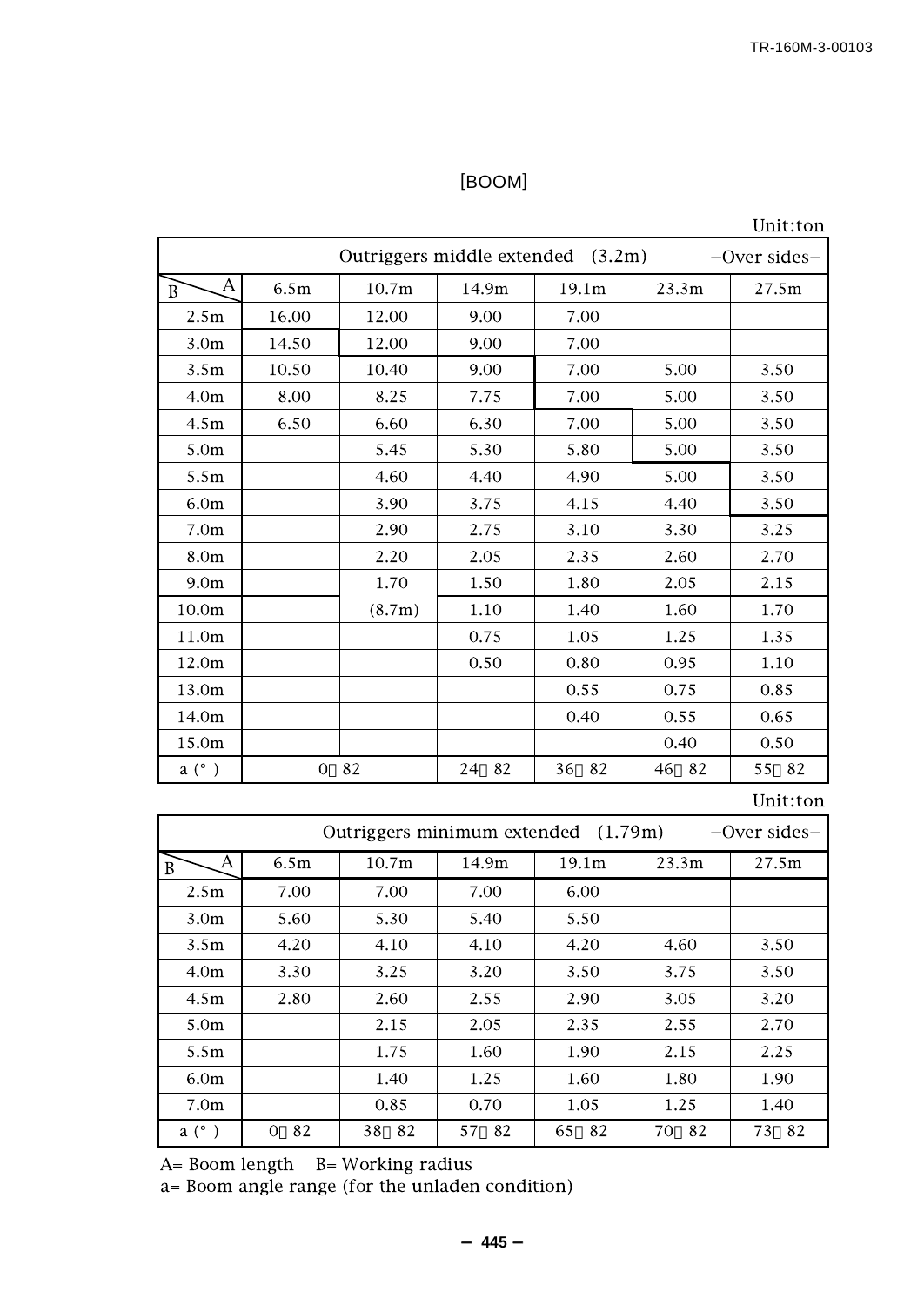[BOOM]

Unit:ton

| Outriggers middle extended (3.2m) −Over sides− | | | | | | |
|---|---|---|---|---|---|---|
| B \ A | 6.5m | 10.7m | 14.9m | 19.1m | 23.3m | 27.5m |
| 2.5m | 16.00 | 12.00 | 9.00 | 7.00 | | |
| 3.0m | 14.50 | 12.00 | 9.00 | 7.00 | | |
| 3.5m | 10.50 | 10.40 | 9.00 | 7.00 | 5.00 | 3.50 |
| 4.0m | 8.00 | 8.25 | 7.75 | 7.00 | 5.00 | 3.50 |
| 4.5m | 6.50 | 6.60 | 6.30 | 7.00 | 5.00 | 3.50 |
| 5.0m | | 5.45 | 5.30 | 5.80 | 5.00 | 3.50 |
| 5.5m | | 4.60 | 4.40 | 4.90 | 5.00 | 3.50 |
| 6.0m | | 3.90 | 3.75 | 4.15 | 4.40 | 3.50 |
| 7.0m | | 2.90 | 2.75 | 3.10 | 3.30 | 3.25 |
| 8.0m | | 2.20 | 2.05 | 2.35 | 2.60 | 2.70 |
| 9.0m | | 1.70 | 1.50 | 1.80 | 2.05 | 2.15 |
| 10.0m | | (8.7m) | 1.10 | 1.40 | 1.60 | 1.70 |
| 11.0m | | | 0.75 | 1.05 | 1.25 | 1.35 |
| 12.0m | | | 0.50 | 0.80 | 0.95 | 1.10 |
| 13.0m | | | | 0.55 | 0.75 | 0.85 |
| 14.0m | | | | 0.40 | 0.55 | 0.65 |
| 15.0m | | | | | 0.40 | 0.50 |
| a (°) | 0～82 | | 24～82 | 36～82 | 46～82 | 55～82 |

Unit:ton

| Outriggers minimum extended (1.79m) −Over sides− | | | | | | |
|---|---|---|---|---|---|---|
| B \ A | 6.5m | 10.7m | 14.9m | 19.1m | 23.3m | 27.5m |
| 2.5m | 7.00 | 7.00 | 7.00 | 6.00 | | |
| 3.0m | 5.60 | 5.30 | 5.40 | 5.50 | | |
| 3.5m | 4.20 | 4.10 | 4.10 | 4.20 | 4.60 | 3.50 |
| 4.0m | 3.30 | 3.25 | 3.20 | 3.50 | 3.75 | 3.50 |
| 4.5m | 2.80 | 2.60 | 2.55 | 2.90 | 3.05 | 3.20 |
| 5.0m | | 2.15 | 2.05 | 2.35 | 2.55 | 2.70 |
| 5.5m | | 1.75 | 1.60 | 1.90 | 2.15 | 2.25 |
| 6.0m | | 1.40 | 1.25 | 1.60 | 1.80 | 1.90 |
| 7.0m | | 0.85 | 0.70 | 1.05 | 1.25 | 1.40 |
| a (°) | 0～82 | 38～82 | 57～82 | 65～82 | 70～82 | 73～82 |

A= Boom length B= Working radius
a= Boom angle range (for the unladen condition)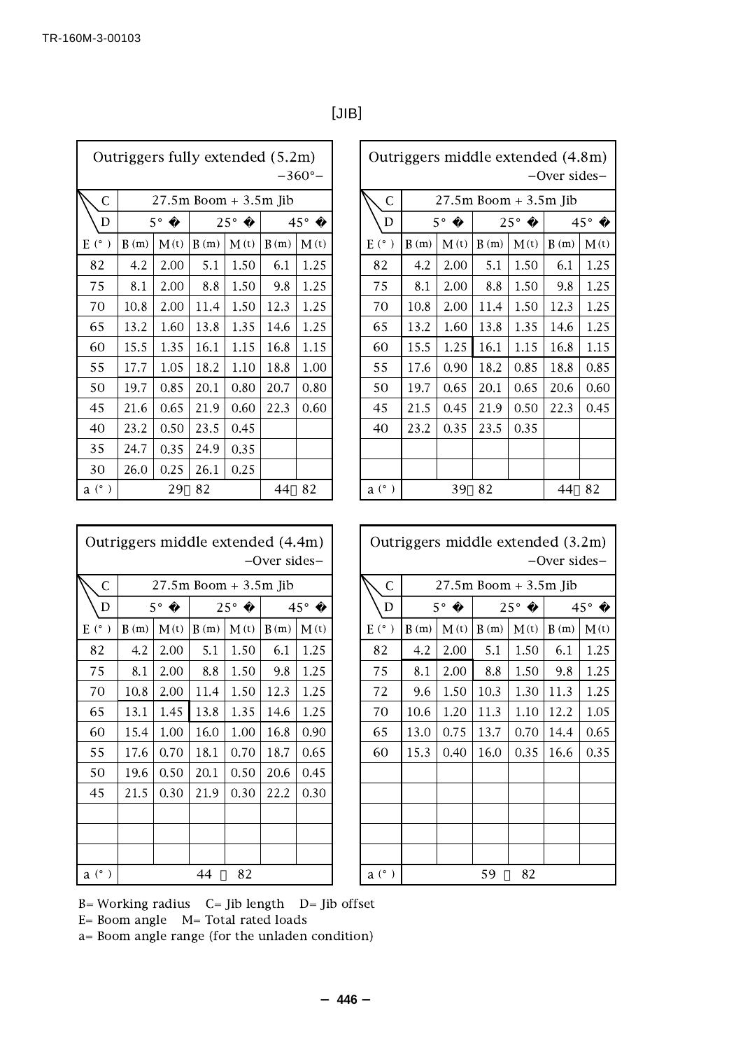[JIB]

| Outriggers fully extended (5.2m) –360°– | | | | | | |
|---|---|---|---|---|---|---|
| C | 27.5m Boom + 3.5m Jib | | | | | |
| D | 5° � | | 25° � | | 45° � | |
| E (°) | B (m) | M (t) | B (m) | M (t) | B (m) | M (t) |
| 82 | 4.2 | 2.00 | 5.1 | 1.50 | 6.1 | 1.25 |
| 75 | 8.1 | 2.00 | 8.8 | 1.50 | 9.8 | 1.25 |
| 70 | 10.8 | 2.00 | 11.4 | 1.50 | 12.3 | 1.25 |
| 65 | 13.2 | 1.60 | 13.8 | 1.35 | 14.6 | 1.25 |
| 60 | 15.5 | 1.35 | 16.1 | 1.15 | 16.8 | 1.15 |
| 55 | 17.7 | 1.05 | 18.2 | 1.10 | 18.8 | 1.00 |
| 50 | 19.7 | 0.85 | 20.1 | 0.80 | 20.7 | 0.80 |
| 45 | 21.6 | 0.65 | 21.9 | 0.60 | 22.3 | 0.60 |
| 40 | 23.2 | 0.50 | 23.5 | 0.45 | | |
| 35 | 24.7 | 0.35 | 24.9 | 0.35 | | |
| 30 | 26.0 | 0.25 | 26.1 | 0.25 | | |
| a (°) | 29～82 | | | | 44～82 | |

| Outriggers middle extended (4.8m) –Over sides– | | | | | | |
|---|---|---|---|---|---|---|
| C | 27.5m Boom + 3.5m Jib | | | | | |
| D | 5° � | | 25° � | | 45° � | |
| E (°) | B (m) | M (t) | B (m) | M (t) | B (m) | M (t) |
| 82 | 4.2 | 2.00 | 5.1 | 1.50 | 6.1 | 1.25 |
| 75 | 8.1 | 2.00 | 8.8 | 1.50 | 9.8 | 1.25 |
| 70 | 10.8 | 2.00 | 11.4 | 1.50 | 12.3 | 1.25 |
| 65 | 13.2 | 1.60 | 13.8 | 1.35 | 14.6 | 1.25 |
| 60 | 15.5 | 1.25 | 16.1 | 1.15 | 16.8 | 1.15 |
| 55 | 17.6 | 0.90 | 18.2 | 0.85 | 18.8 | 0.85 |
| 50 | 19.7 | 0.65 | 20.1 | 0.65 | 20.6 | 0.60 |
| 45 | 21.5 | 0.45 | 21.9 | 0.50 | 22.3 | 0.45 |
| 40 | 23.2 | 0.35 | 23.5 | 0.35 | | |
| a (°) | 39～82 | | | | 44～82 | |

| Outriggers middle extended (4.4m) –Over sides– | | | | | | |
|---|---|---|---|---|---|---|
| C | 27.5m Boom + 3.5m Jib | | | | | |
| D | 5° � | | 25° � | | 45° � | |
| E (°) | B (m) | M (t) | B (m) | M (t) | B (m) | M (t) |
| 82 | 4.2 | 2.00 | 5.1 | 1.50 | 6.1 | 1.25 |
| 75 | 8.1 | 2.00 | 8.8 | 1.50 | 9.8 | 1.25 |
| 70 | 10.8 | 2.00 | 11.4 | 1.50 | 12.3 | 1.25 |
| 65 | 13.1 | 1.45 | 13.8 | 1.35 | 14.6 | 1.25 |
| 60 | 15.4 | 1.00 | 16.0 | 1.00 | 16.8 | 0.90 |
| 55 | 17.6 | 0.70 | 18.1 | 0.70 | 18.7 | 0.65 |
| 50 | 19.6 | 0.50 | 20.1 | 0.50 | 20.6 | 0.45 |
| 45 | 21.5 | 0.30 | 21.9 | 0.30 | 22.2 | 0.30 |
| a (°) | 44 ～ 82 | | | | | |

| Outriggers middle extended (3.2m) –Over sides– | | | | | | |
|---|---|---|---|---|---|---|
| C | 27.5m Boom + 3.5m Jib | | | | | |
| D | 5° � | | 25° � | | 45° � | |
| E (°) | B (m) | M (t) | B (m) | M (t) | B (m) | M (t) |
| 82 | 4.2 | 2.00 | 5.1 | 1.50 | 6.1 | 1.25 |
| 75 | 8.1 | 2.00 | 8.8 | 1.50 | 9.8 | 1.25 |
| 72 | 9.6 | 1.50 | 10.3 | 1.30 | 11.3 | 1.25 |
| 70 | 10.6 | 1.20 | 11.3 | 1.10 | 12.2 | 1.05 |
| 65 | 13.0 | 0.75 | 13.7 | 0.70 | 14.4 | 0.65 |
| 60 | 15.3 | 0.40 | 16.0 | 0.35 | 16.6 | 0.35 |
| a (°) | 59 ～ 82 | | | | | |

B= Working radius　C= Jib length　D= Jib offset
E= Boom angle　M= Total rated loads
a= Boom angle range (for the unladen condition)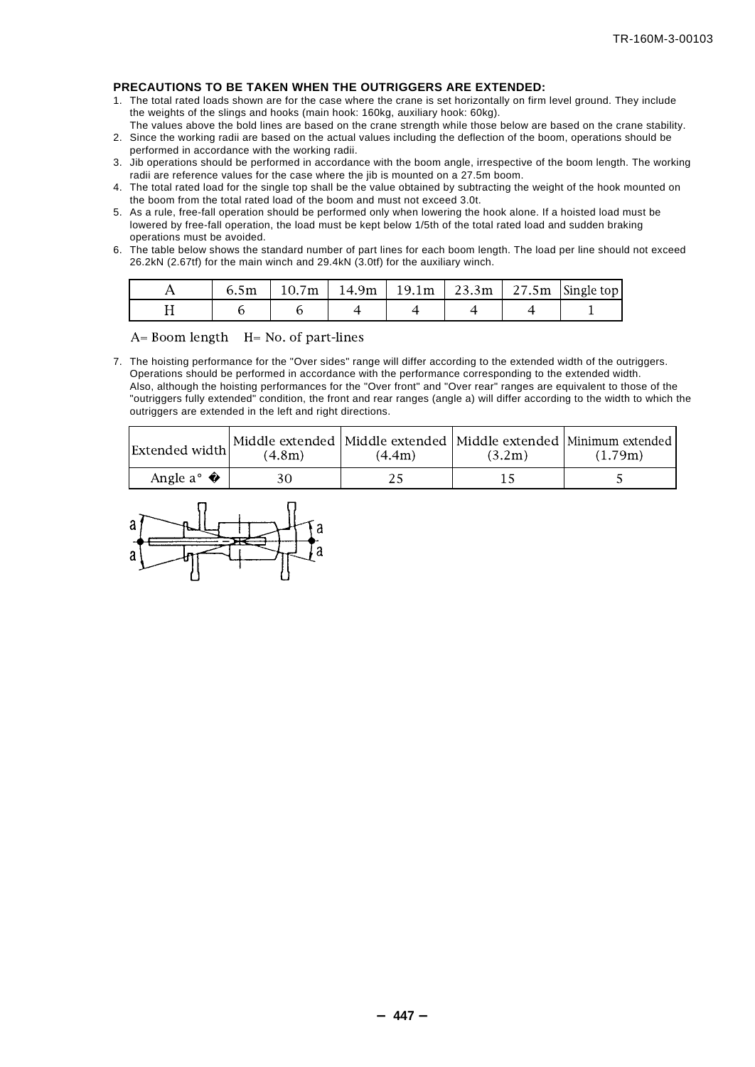**PRECAUTIONS TO BE TAKEN WHEN THE OUTRIGGERS ARE EXTENDED:**

1. The total rated loads shown are for the case where the crane is set horizontally on firm level ground. They include the weights of the slings and hooks (main hook: 160kg, auxiliary hook: 60kg).
   The values above the bold lines are based on the crane strength while those below are based on the crane stability.
2. Since the working radii are based on the actual values including the deflection of the boom, operations should be performed in accordance with the working radii.
3. Jib operations should be performed in accordance with the boom angle, irrespective of the boom length. The working radii are reference values for the case where the jib is mounted on a 27.5m boom.
4. The total rated load for the single top shall be the value obtained by subtracting the weight of the hook mounted on the boom from the total rated load of the boom and must not exceed 3.0t.
5. As a rule, free-fall operation should be performed only when lowering the hook alone. If a hoisted load must be lowered by free-fall operation, the load must be kept below 1/5th of the total rated load and sudden braking operations must be avoided.
6. The table below shows the standard number of part lines for each boom length. The load per line should not exceed 26.2kN (2.67tf) for the main winch and 29.4kN (3.0tf) for the auxiliary winch.

| A | 6.5m | 10.7m | 14.9m | 19.1m | 23.3m | 27.5m | Single top |
|---|---|---|---|---|---|---|---|
| H | 6 | 6 | 4 | 4 | 4 | 4 | 1 |

A= Boom length  H= No. of part-lines

7. The hoisting performance for the "Over sides" range will differ according to the extended width of the outriggers. Operations should be performed in accordance with the performance corresponding to the extended width.
   Also, although the hoisting performances for the "Over front" and "Over rear" ranges are equivalent to those of the "outriggers fully extended" condition, the front and rear ranges (angle a) will differ according to the width to which the outriggers are extended in the left and right directions.

| Extended width | Middle extended (4.8m) | Middle extended (4.4m) | Middle extended (3.2m) | Minimum extended (1.79m) |
|---|---|---|---|---|
| Angle a° | 30 | 25 | 15 | 5 |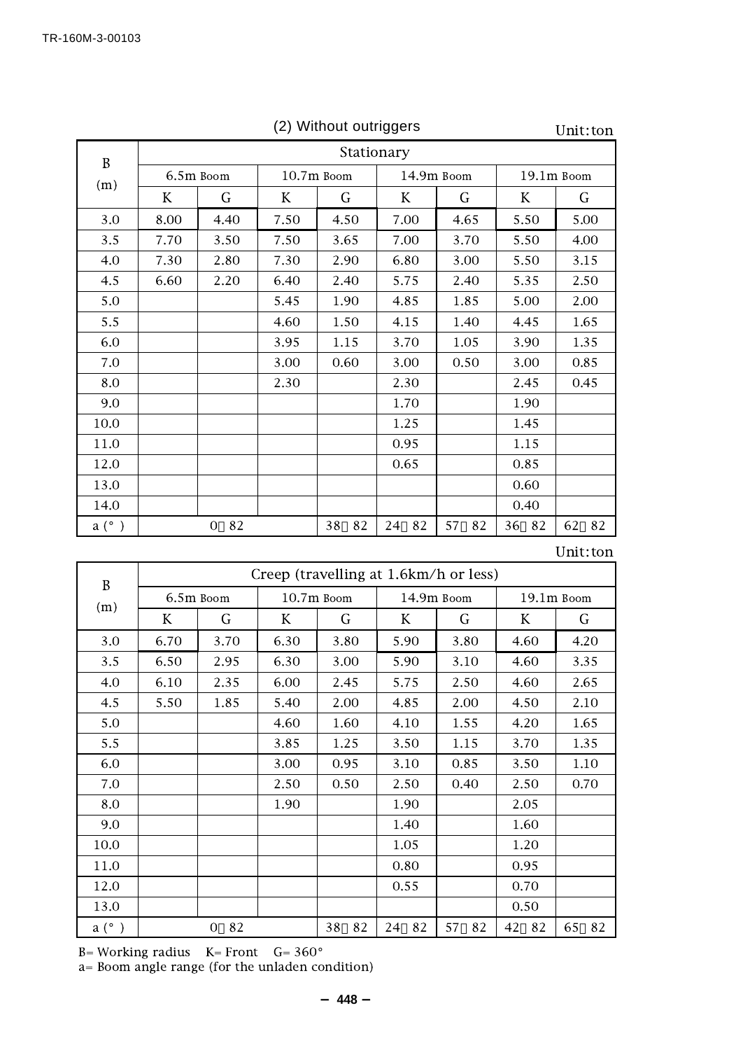(2) Without outriggers

Unit:ton

| B (m) | Stationary | | | | | | | |
|---|---|---|---|---|---|---|---|---|
| | 6.5m Boom | | 10.7m Boom | | 14.9m Boom | | 19.1m Boom | |
| | K | G | K | G | K | G | K | G |
| 3.0 | 8.00 | 4.40 | 7.50 | 4.50 | 7.00 | 4.65 | 5.50 | 5.00 |
| 3.5 | 7.70 | 3.50 | 7.50 | 3.65 | 7.00 | 3.70 | 5.50 | 4.00 |
| 4.0 | 7.30 | 2.80 | 7.30 | 2.90 | 6.80 | 3.00 | 5.50 | 3.15 |
| 4.5 | 6.60 | 2.20 | 6.40 | 2.40 | 5.75 | 2.40 | 5.35 | 2.50 |
| 5.0 | | | 5.45 | 1.90 | 4.85 | 1.85 | 5.00 | 2.00 |
| 5.5 | | | 4.60 | 1.50 | 4.15 | 1.40 | 4.45 | 1.65 |
| 6.0 | | | 3.95 | 1.15 | 3.70 | 1.05 | 3.90 | 1.35 |
| 7.0 | | | 3.00 | 0.60 | 3.00 | 0.50 | 3.00 | 0.85 |
| 8.0 | | | 2.30 | | 2.30 | | 2.45 | 0.45 |
| 9.0 | | | | | 1.70 | | 1.90 | |
| 10.0 | | | | | 1.25 | | 1.45 | |
| 11.0 | | | | | 0.95 | | 1.15 | |
| 12.0 | | | | | 0.65 | | 0.85 | |
| 13.0 | | | | | | | 0.60 | |
| 14.0 | | | | | | | 0.40 | |
| a (°) | 0～82 | | | 38～82 | 24～82 | 57～82 | 36～82 | 62～82 |

Unit:ton

| B (m) | Creep (travelling at 1.6km/h or less) | | | | | | | |
|---|---|---|---|---|---|---|---|---|
| | 6.5m Boom | | 10.7m Boom | | 14.9m Boom | | 19.1m Boom | |
| | K | G | K | G | K | G | K | G |
| 3.0 | 6.70 | 3.70 | 6.30 | 3.80 | 5.90 | 3.80 | 4.60 | 4.20 |
| 3.5 | 6.50 | 2.95 | 6.30 | 3.00 | 5.90 | 3.10 | 4.60 | 3.35 |
| 4.0 | 6.10 | 2.35 | 6.00 | 2.45 | 5.75 | 2.50 | 4.60 | 2.65 |
| 4.5 | 5.50 | 1.85 | 5.40 | 2.00 | 4.85 | 2.00 | 4.50 | 2.10 |
| 5.0 | | | 4.60 | 1.60 | 4.10 | 1.55 | 4.20 | 1.65 |
| 5.5 | | | 3.85 | 1.25 | 3.50 | 1.15 | 3.70 | 1.35 |
| 6.0 | | | 3.00 | 0.95 | 3.10 | 0.85 | 3.50 | 1.10 |
| 7.0 | | | 2.50 | 0.50 | 2.50 | 0.40 | 2.50 | 0.70 |
| 8.0 | | | 1.90 | | 1.90 | | 2.05 | |
| 9.0 | | | | | 1.40 | | 1.60 | |
| 10.0 | | | | | 1.05 | | 1.20 | |
| 11.0 | | | | | 0.80 | | 0.95 | |
| 12.0 | | | | | 0.55 | | 0.70 | |
| 13.0 | | | | | | | 0.50 | |
| a (°) | 0～82 | | | 38～82 | 24～82 | 57～82 | 42～82 | 65～82 |

B= Working radius　K= Front　G= 360°
a= Boom angle range (for the unladen condition)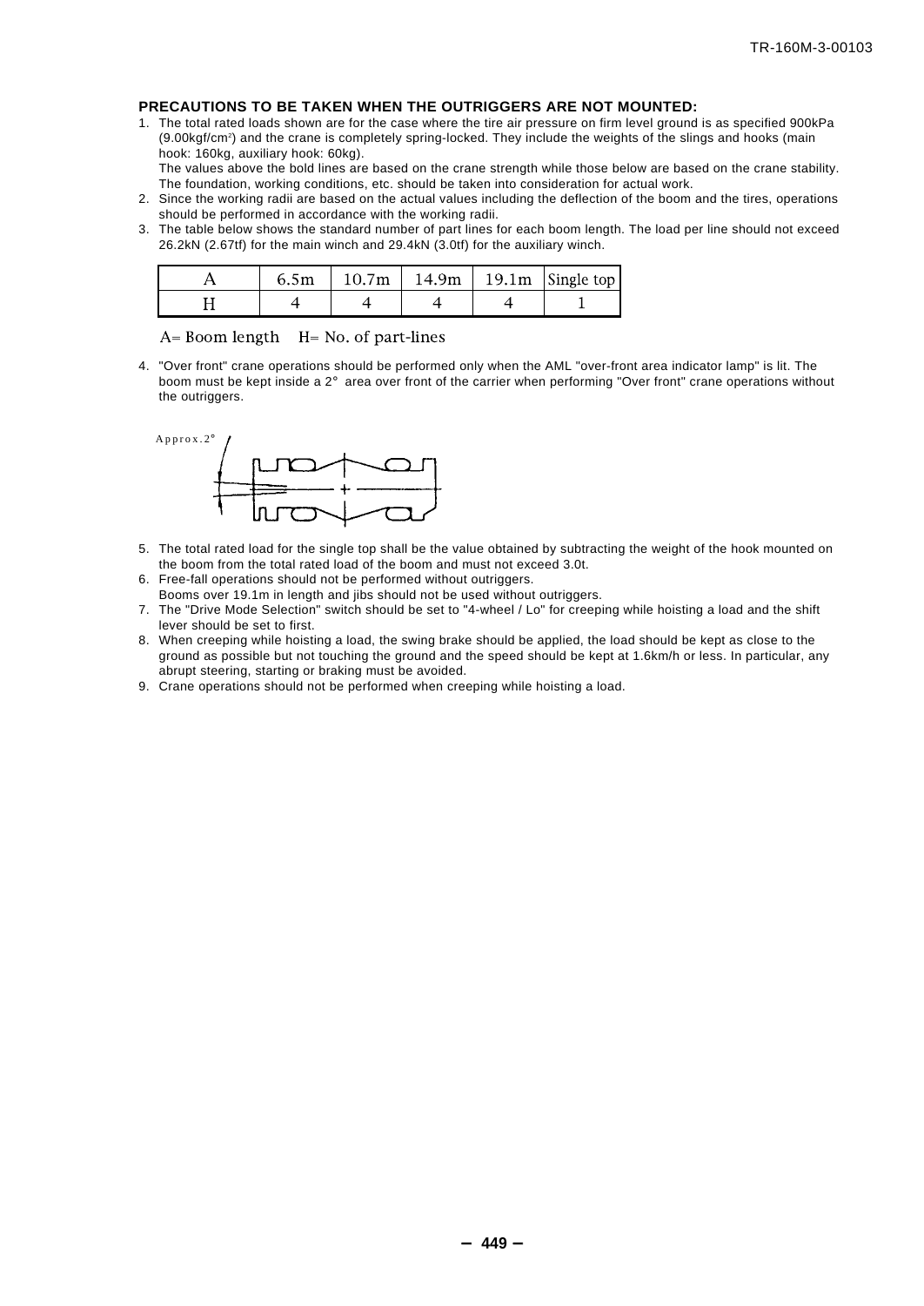### PRECAUTIONS TO BE TAKEN WHEN THE OUTRIGGERS ARE NOT MOUNTED:

1. The total rated loads shown are for the case where the tire air pressure on firm level ground is as specified 900kPa (9.00kgf/cm$^2$) and the crane is completely spring-locked. They include the weights of the slings and hooks (main hook: 160kg, auxiliary hook: 60kg).
   The values above the bold lines are based on the crane strength while those below are based on the crane stability. The foundation, working conditions, etc. should be taken into consideration for actual work.
2. Since the working radii are based on the actual values including the deflection of the boom and the tires, operations should be performed in accordance with the working radii.
3. The table below shows the standard number of part lines for each boom length. The load per line should not exceed 26.2kN (2.67tf) for the main winch and 29.4kN (3.0tf) for the auxiliary winch.

| A | 6.5m | 10.7m | 14.9m | 19.1m | Single top |
|---|---|---|---|---|---|
| H | 4 | 4 | 4 | 4 | 1 |

A= Boom length  H= No. of part-lines

4. "Over front" crane operations should be performed only when the AML "over-front area indicator lamp" is lit. The boom must be kept inside a 2° area over front of the carrier when performing "Over front" crane operations without the outriggers.

Approx.2°

5. The total rated load for the single top shall be the value obtained by subtracting the weight of the hook mounted on the boom from the total rated load of the boom and must not exceed 3.0t.
6. Free-fall operations should not be performed without outriggers.
   Booms over 19.1m in length and jibs should not be used without outriggers.
7. The "Drive Mode Selection" switch should be set to "4-wheel / Lo" for creeping while hoisting a load and the shift lever should be set to first.
8. When creeping while hoisting a load, the swing brake should be applied, the load should be kept as close to the ground as possible but not touching the ground and the speed should be kept at 1.6km/h or less. In particular, any abrupt steering, starting or braking must be avoided.
9. Crane operations should not be performed when creeping while hoisting a load.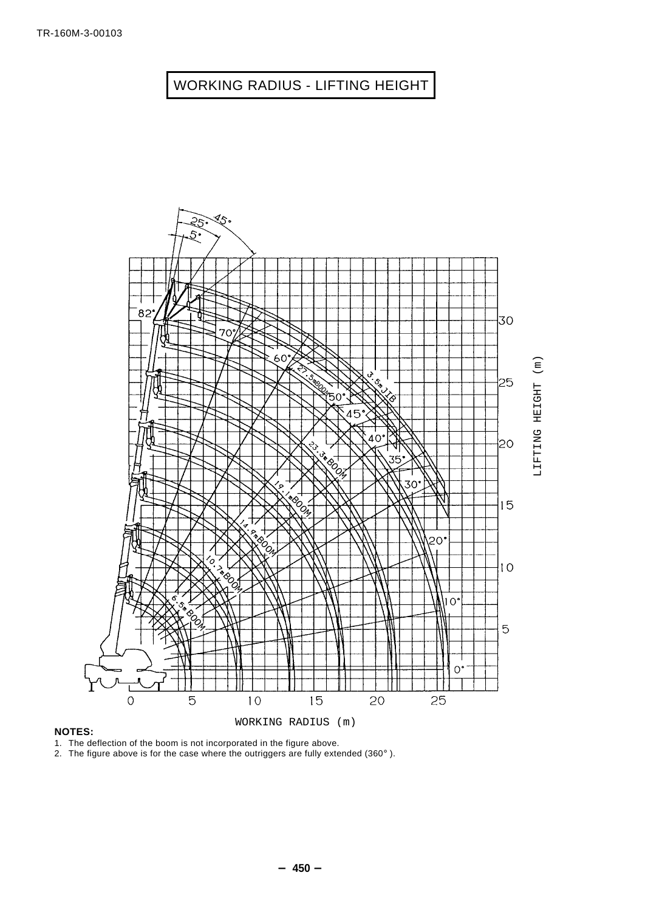# WORKING RADIUS - LIFTING HEIGHT

**NOTES:**

1. The deflection of the boom is not incorporated in the figure above.
2. The figure above is for the case where the outriggers are fully extended (360° ).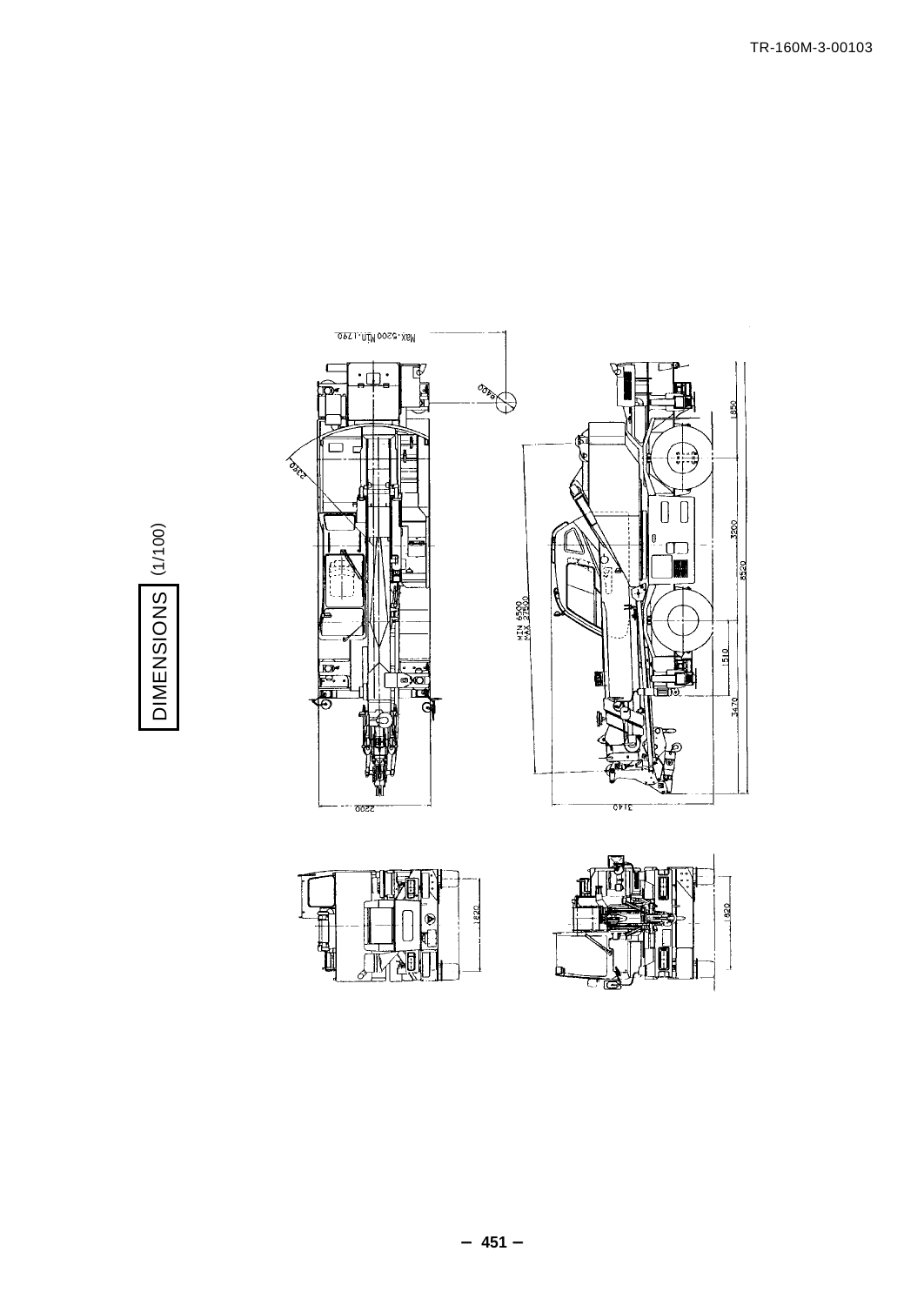# DIMENSIONS (1/100)

Max.5200 Min.1790

6040

2390

MIN 6500
MAX 27500

1850

3200

8520

1510

3470

2200

3140

1820

1820